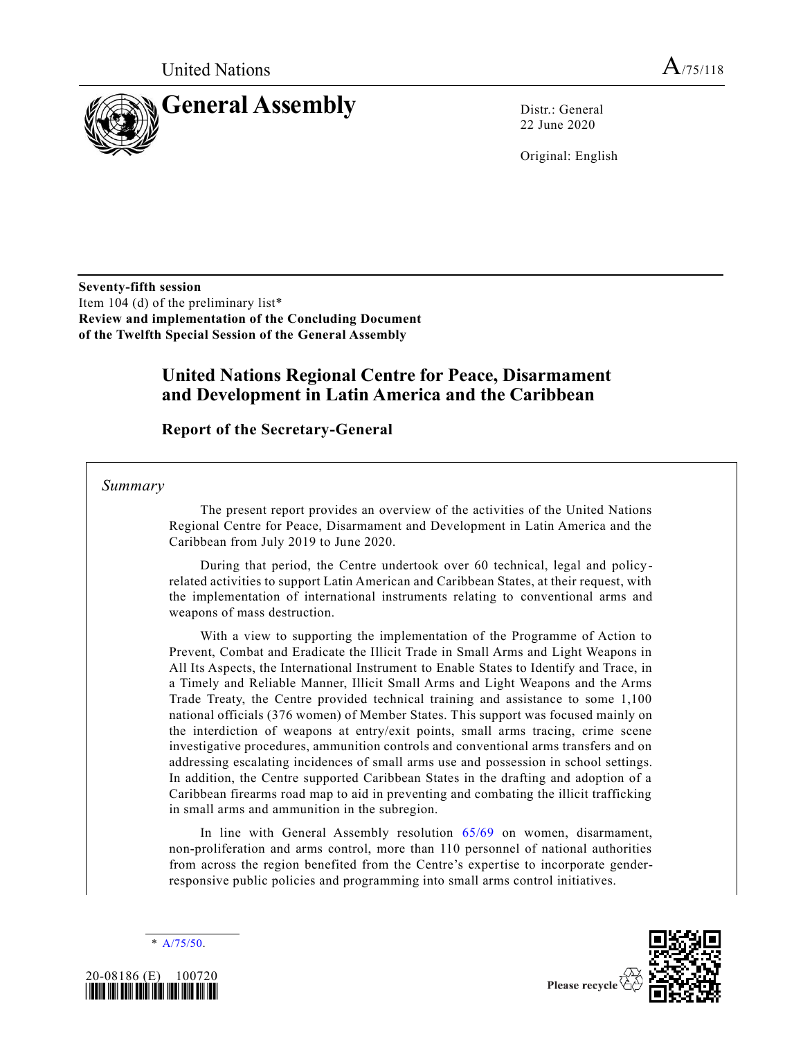United Nations

A/75/118

# General Assembly

Distr.: General
22 June 2020

Original: English

**Seventy-fifth session**
Item 104 (d) of the preliminary list*
**Review and implementation of the Concluding Document of the Twelfth Special Session of the General Assembly**

## United Nations Regional Centre for Peace, Disarmament and Development in Latin America and the Caribbean

### Report of the Secretary-General

*Summary*

The present report provides an overview of the activities of the United Nations Regional Centre for Peace, Disarmament and Development in Latin America and the Caribbean from July 2019 to June 2020.

During that period, the Centre undertook over 60 technical, legal and policy-related activities to support Latin American and Caribbean States, at their request, with the implementation of international instruments relating to conventional arms and weapons of mass destruction.

With a view to supporting the implementation of the Programme of Action to Prevent, Combat and Eradicate the Illicit Trade in Small Arms and Light Weapons in All Its Aspects, the International Instrument to Enable States to Identify and Trace, in a Timely and Reliable Manner, Illicit Small Arms and Light Weapons and the Arms Trade Treaty, the Centre provided technical training and assistance to some 1,100 national officials (376 women) of Member States. This support was focused mainly on the interdiction of weapons at entry/exit points, small arms tracing, crime scene investigative procedures, ammunition controls and conventional arms transfers and on addressing escalating incidences of small arms use and possession in school settings. In addition, the Centre supported Caribbean States in the drafting and adoption of a Caribbean firearms road map to aid in preventing and combating the illicit trafficking in small arms and ammunition in the subregion.

In line with General Assembly resolution 65/69 on women, disarmament, non-proliferation and arms control, more than 110 personnel of national authorities from across the region benefited from the Centre's expertise to incorporate gender-responsive public policies and programming into small arms control initiatives.

\* A/75/50.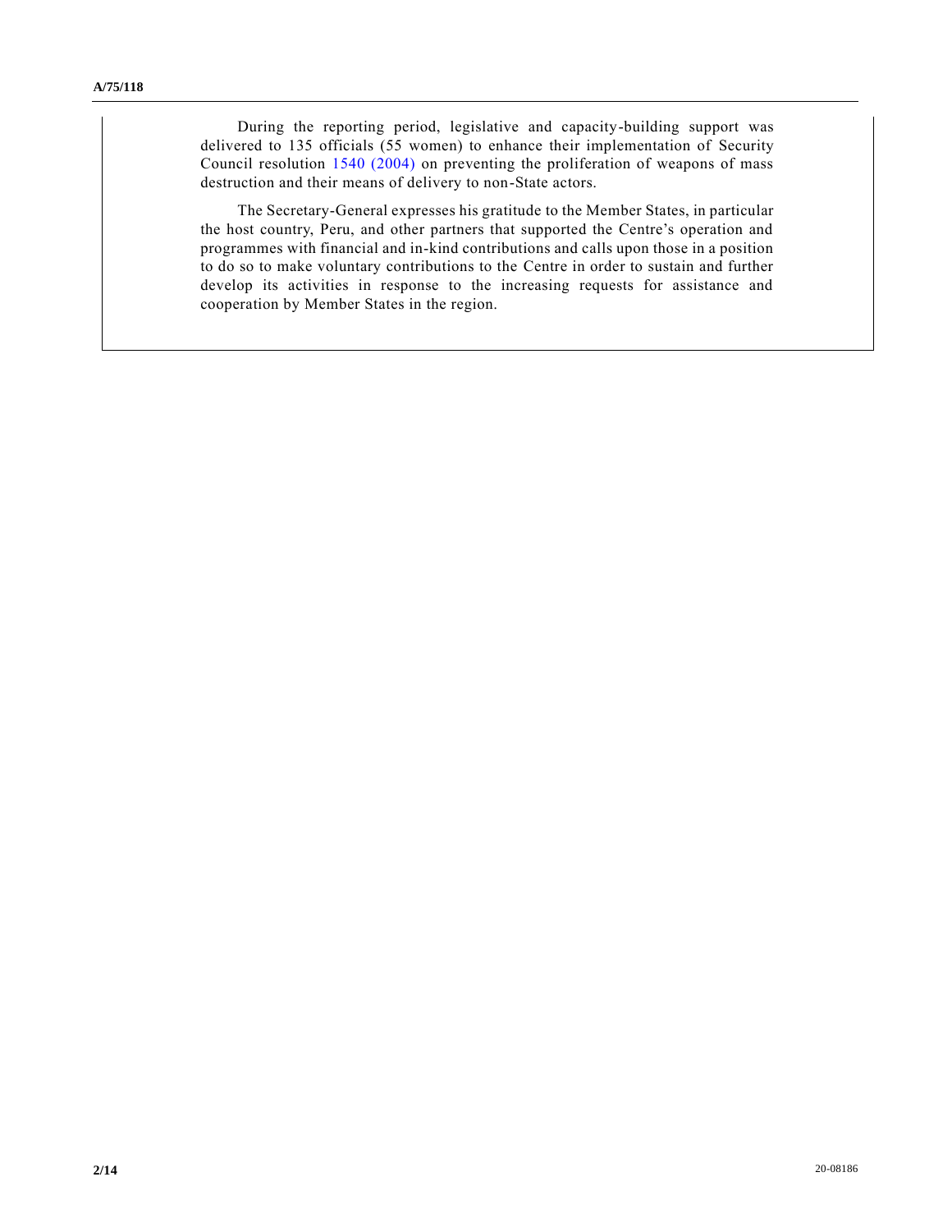During the reporting period, legislative and capacity-building support was delivered to 135 officials (55 women) to enhance their implementation of Security Council resolution 1540 (2004) on preventing the proliferation of weapons of mass destruction and their means of delivery to non-State actors.

The Secretary-General expresses his gratitude to the Member States, in particular the host country, Peru, and other partners that supported the Centre's operation and programmes with financial and in-kind contributions and calls upon those in a position to do so to make voluntary contributions to the Centre in order to sustain and further develop its activities in response to the increasing requests for assistance and cooperation by Member States in the region.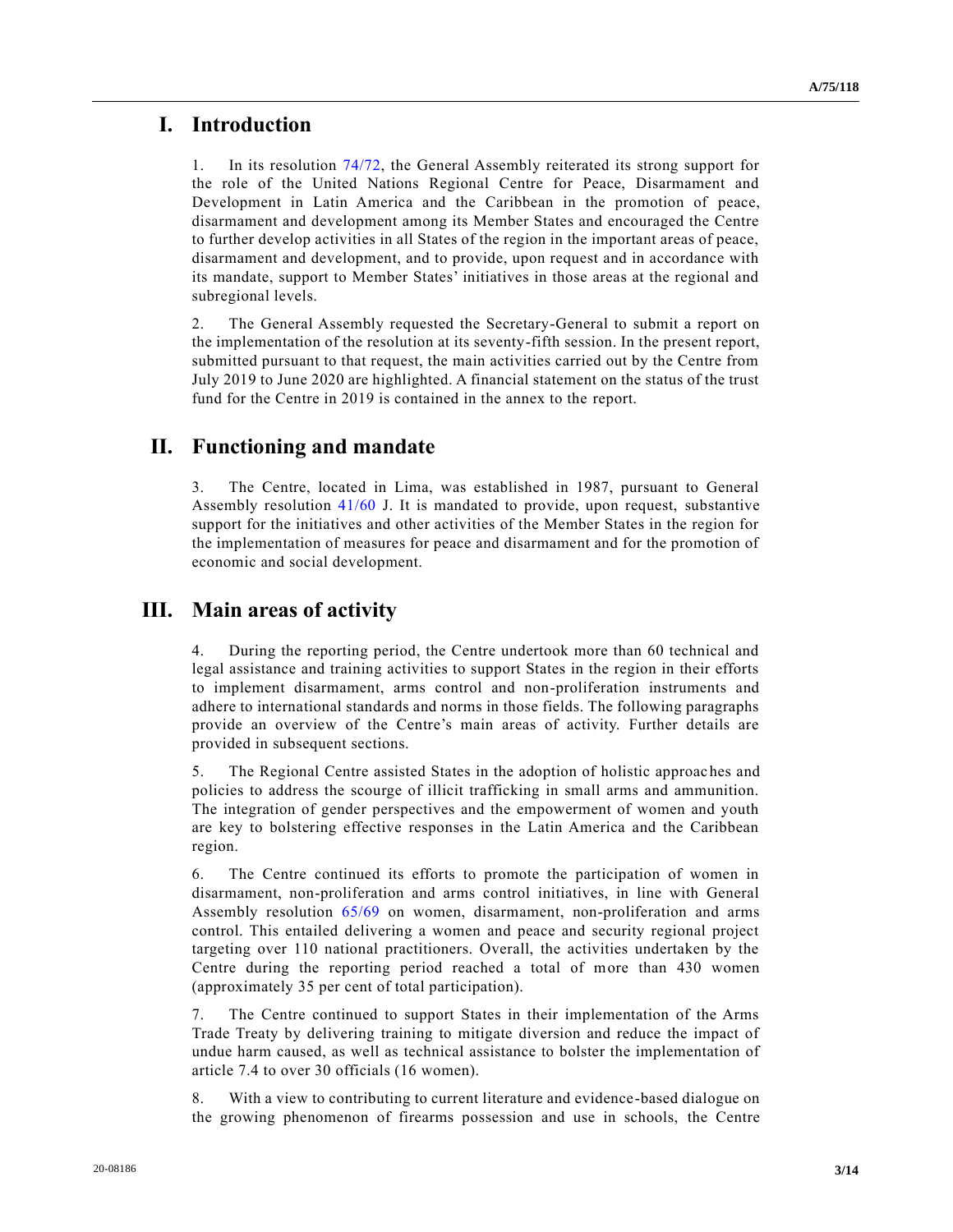# I. Introduction

1. In its resolution 74/72, the General Assembly reiterated its strong support for the role of the United Nations Regional Centre for Peace, Disarmament and Development in Latin America and the Caribbean in the promotion of peace, disarmament and development among its Member States and encouraged the Centre to further develop activities in all States of the region in the important areas of peace, disarmament and development, and to provide, upon request and in accordance with its mandate, support to Member States' initiatives in those areas at the regional and subregional levels.

2. The General Assembly requested the Secretary-General to submit a report on the implementation of the resolution at its seventy-fifth session. In the present report, submitted pursuant to that request, the main activities carried out by the Centre from July 2019 to June 2020 are highlighted. A financial statement on the status of the trust fund for the Centre in 2019 is contained in the annex to the report.

# II. Functioning and mandate

3. The Centre, located in Lima, was established in 1987, pursuant to General Assembly resolution 41/60 J. It is mandated to provide, upon request, substantive support for the initiatives and other activities of the Member States in the region for the implementation of measures for peace and disarmament and for the promotion of economic and social development.

# III. Main areas of activity

4. During the reporting period, the Centre undertook more than 60 technical and legal assistance and training activities to support States in the region in their efforts to implement disarmament, arms control and non-proliferation instruments and adhere to international standards and norms in those fields. The following paragraphs provide an overview of the Centre's main areas of activity. Further details are provided in subsequent sections.

5. The Regional Centre assisted States in the adoption of holistic approaches and policies to address the scourge of illicit trafficking in small arms and ammunition. The integration of gender perspectives and the empowerment of women and youth are key to bolstering effective responses in the Latin America and the Caribbean region.

6. The Centre continued its efforts to promote the participation of women in disarmament, non-proliferation and arms control initiatives, in line with General Assembly resolution 65/69 on women, disarmament, non-proliferation and arms control. This entailed delivering a women and peace and security regional project targeting over 110 national practitioners. Overall, the activities undertaken by the Centre during the reporting period reached a total of more than 430 women (approximately 35 per cent of total participation).

7. The Centre continued to support States in their implementation of the Arms Trade Treaty by delivering training to mitigate diversion and reduce the impact of undue harm caused, as well as technical assistance to bolster the implementation of article 7.4 to over 30 officials (16 women).

8. With a view to contributing to current literature and evidence-based dialogue on the growing phenomenon of firearms possession and use in schools, the Centre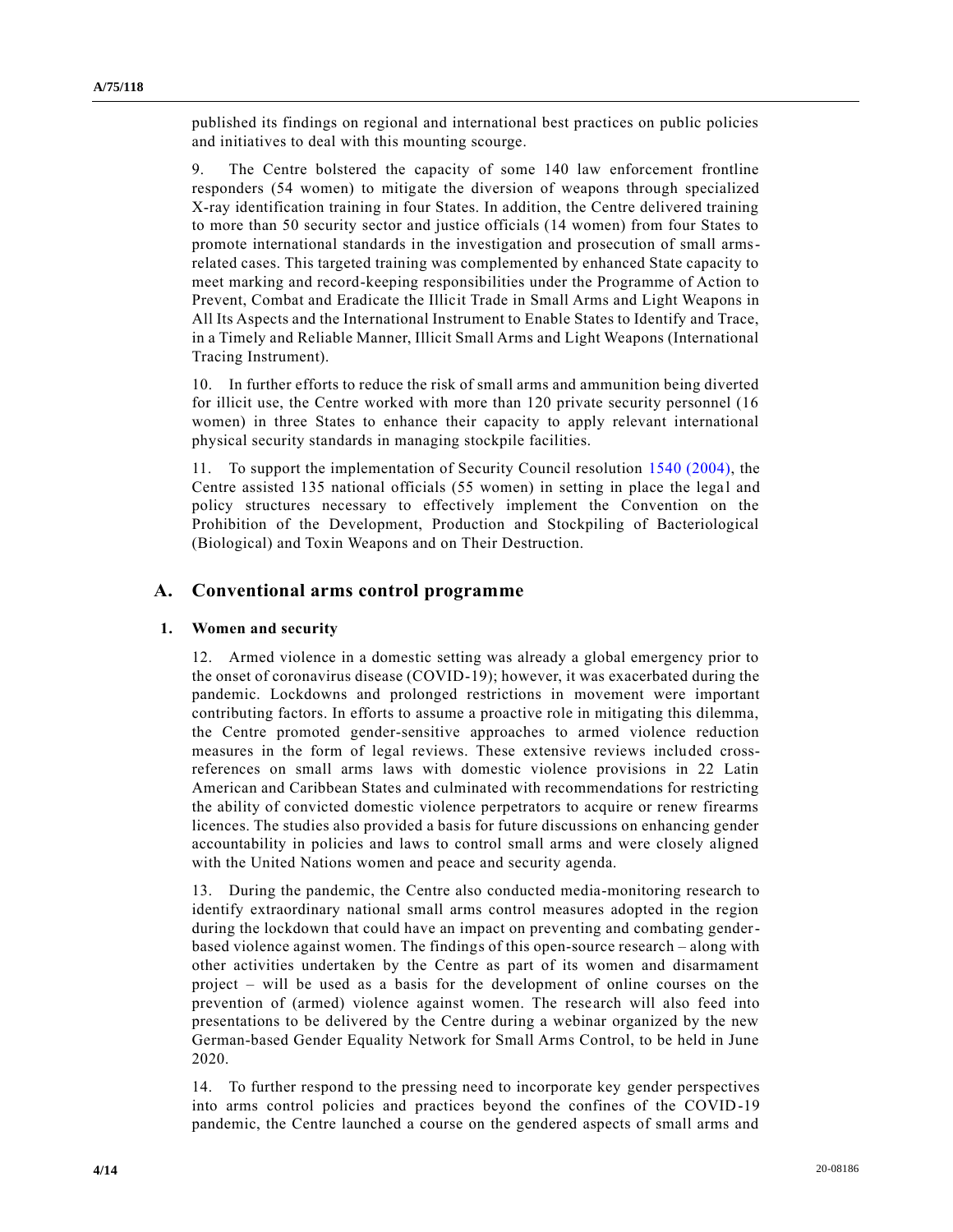published its findings on regional and international best practices on public policies and initiatives to deal with this mounting scourge.

9. The Centre bolstered the capacity of some 140 law enforcement frontline responders (54 women) to mitigate the diversion of weapons through specialized X-ray identification training in four States. In addition, the Centre delivered training to more than 50 security sector and justice officials (14 women) from four States to promote international standards in the investigation and prosecution of small arms-related cases. This targeted training was complemented by enhanced State capacity to meet marking and record-keeping responsibilities under the Programme of Action to Prevent, Combat and Eradicate the Illicit Trade in Small Arms and Light Weapons in All Its Aspects and the International Instrument to Enable States to Identify and Trace, in a Timely and Reliable Manner, Illicit Small Arms and Light Weapons (International Tracing Instrument).

10. In further efforts to reduce the risk of small arms and ammunition being diverted for illicit use, the Centre worked with more than 120 private security personnel (16 women) in three States to enhance their capacity to apply relevant international physical security standards in managing stockpile facilities.

11. To support the implementation of Security Council resolution 1540 (2004), the Centre assisted 135 national officials (55 women) in setting in place the legal and policy structures necessary to effectively implement the Convention on the Prohibition of the Development, Production and Stockpiling of Bacteriological (Biological) and Toxin Weapons and on Their Destruction.

## A. Conventional arms control programme

### 1. Women and security

12. Armed violence in a domestic setting was already a global emergency prior to the onset of coronavirus disease (COVID-19); however, it was exacerbated during the pandemic. Lockdowns and prolonged restrictions in movement were important contributing factors. In efforts to assume a proactive role in mitigating this dilemma, the Centre promoted gender-sensitive approaches to armed violence reduction measures in the form of legal reviews. These extensive reviews included cross-references on small arms laws with domestic violence provisions in 22 Latin American and Caribbean States and culminated with recommendations for restricting the ability of convicted domestic violence perpetrators to acquire or renew firearms licences. The studies also provided a basis for future discussions on enhancing gender accountability in policies and laws to control small arms and were closely aligned with the United Nations women and peace and security agenda.

13. During the pandemic, the Centre also conducted media-monitoring research to identify extraordinary national small arms control measures adopted in the region during the lockdown that could have an impact on preventing and combating gender-based violence against women. The findings of this open-source research – along with other activities undertaken by the Centre as part of its women and disarmament project – will be used as a basis for the development of online courses on the prevention of (armed) violence against women. The research will also feed into presentations to be delivered by the Centre during a webinar organized by the new German-based Gender Equality Network for Small Arms Control, to be held in June 2020.

14. To further respond to the pressing need to incorporate key gender perspectives into arms control policies and practices beyond the confines of the COVID-19 pandemic, the Centre launched a course on the gendered aspects of small arms and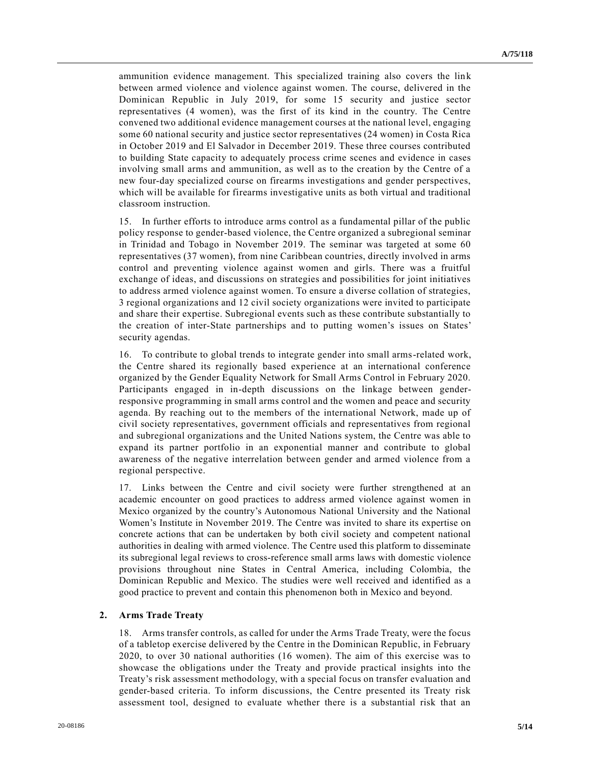ammunition evidence management. This specialized training also covers the link between armed violence and violence against women. The course, delivered in the Dominican Republic in July 2019, for some 15 security and justice sector representatives (4 women), was the first of its kind in the country. The Centre convened two additional evidence management courses at the national level, engaging some 60 national security and justice sector representatives (24 women) in Costa Rica in October 2019 and El Salvador in December 2019. These three courses contributed to building State capacity to adequately process crime scenes and evidence in cases involving small arms and ammunition, as well as to the creation by the Centre of a new four-day specialized course on firearms investigations and gender perspectives, which will be available for firearms investigative units as both virtual and traditional classroom instruction.

15. In further efforts to introduce arms control as a fundamental pillar of the public policy response to gender-based violence, the Centre organized a subregional seminar in Trinidad and Tobago in November 2019. The seminar was targeted at some 60 representatives (37 women), from nine Caribbean countries, directly involved in arms control and preventing violence against women and girls. There was a fruitful exchange of ideas, and discussions on strategies and possibilities for joint initiatives to address armed violence against women. To ensure a diverse collation of strategies, 3 regional organizations and 12 civil society organizations were invited to participate and share their expertise. Subregional events such as these contribute substantially to the creation of inter-State partnerships and to putting women's issues on States' security agendas.

16. To contribute to global trends to integrate gender into small arms-related work, the Centre shared its regionally based experience at an international conference organized by the Gender Equality Network for Small Arms Control in February 2020. Participants engaged in in-depth discussions on the linkage between gender-responsive programming in small arms control and the women and peace and security agenda. By reaching out to the members of the international Network, made up of civil society representatives, government officials and representatives from regional and subregional organizations and the United Nations system, the Centre was able to expand its partner portfolio in an exponential manner and contribute to global awareness of the negative interrelation between gender and armed violence from a regional perspective.

17. Links between the Centre and civil society were further strengthened at an academic encounter on good practices to address armed violence against women in Mexico organized by the country's Autonomous National University and the National Women's Institute in November 2019. The Centre was invited to share its expertise on concrete actions that can be undertaken by both civil society and competent national authorities in dealing with armed violence. The Centre used this platform to disseminate its subregional legal reviews to cross-reference small arms laws with domestic violence provisions throughout nine States in Central America, including Colombia, the Dominican Republic and Mexico. The studies were well received and identified as a good practice to prevent and contain this phenomenon both in Mexico and beyond.

## 2. Arms Trade Treaty

18. Arms transfer controls, as called for under the Arms Trade Treaty, were the focus of a tabletop exercise delivered by the Centre in the Dominican Republic, in February 2020, to over 30 national authorities (16 women). The aim of this exercise was to showcase the obligations under the Treaty and provide practical insights into the Treaty's risk assessment methodology, with a special focus on transfer evaluation and gender-based criteria. To inform discussions, the Centre presented its Treaty risk assessment tool, designed to evaluate whether there is a substantial risk that an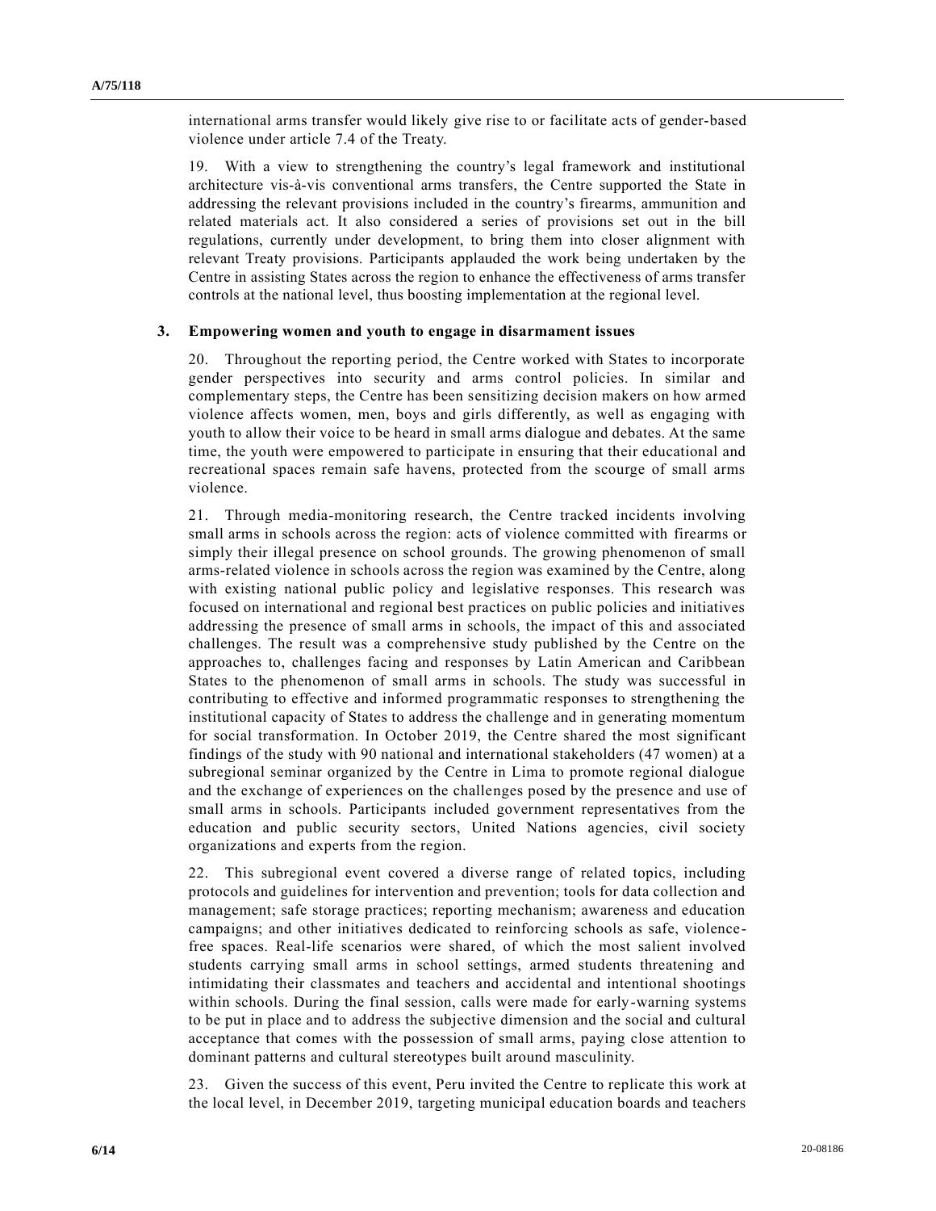international arms transfer would likely give rise to or facilitate acts of gender-based violence under article 7.4 of the Treaty.

19. With a view to strengthening the country's legal framework and institutional architecture vis-à-vis conventional arms transfers, the Centre supported the State in addressing the relevant provisions included in the country's firearms, ammunition and related materials act. It also considered a series of provisions set out in the bill regulations, currently under development, to bring them into closer alignment with relevant Treaty provisions. Participants applauded the work being undertaken by the Centre in assisting States across the region to enhance the effectiveness of arms transfer controls at the national level, thus boosting implementation at the regional level.

### 3. Empowering women and youth to engage in disarmament issues

20. Throughout the reporting period, the Centre worked with States to incorporate gender perspectives into security and arms control policies. In similar and complementary steps, the Centre has been sensitizing decision makers on how armed violence affects women, men, boys and girls differently, as well as engaging with youth to allow their voice to be heard in small arms dialogue and debates. At the same time, the youth were empowered to participate in ensuring that their educational and recreational spaces remain safe havens, protected from the scourge of small arms violence.

21. Through media-monitoring research, the Centre tracked incidents involving small arms in schools across the region: acts of violence committed with firearms or simply their illegal presence on school grounds. The growing phenomenon of small arms-related violence in schools across the region was examined by the Centre, along with existing national public policy and legislative responses. This research was focused on international and regional best practices on public policies and initiatives addressing the presence of small arms in schools, the impact of this and associated challenges. The result was a comprehensive study published by the Centre on the approaches to, challenges facing and responses by Latin American and Caribbean States to the phenomenon of small arms in schools. The study was successful in contributing to effective and informed programmatic responses to strengthening the institutional capacity of States to address the challenge and in generating momentum for social transformation. In October 2019, the Centre shared the most significant findings of the study with 90 national and international stakeholders (47 women) at a subregional seminar organized by the Centre in Lima to promote regional dialogue and the exchange of experiences on the challenges posed by the presence and use of small arms in schools. Participants included government representatives from the education and public security sectors, United Nations agencies, civil society organizations and experts from the region.

22. This subregional event covered a diverse range of related topics, including protocols and guidelines for intervention and prevention; tools for data collection and management; safe storage practices; reporting mechanism; awareness and education campaigns; and other initiatives dedicated to reinforcing schools as safe, violence-free spaces. Real-life scenarios were shared, of which the most salient involved students carrying small arms in school settings, armed students threatening and intimidating their classmates and teachers and accidental and intentional shootings within schools. During the final session, calls were made for early-warning systems to be put in place and to address the subjective dimension and the social and cultural acceptance that comes with the possession of small arms, paying close attention to dominant patterns and cultural stereotypes built around masculinity.

23. Given the success of this event, Peru invited the Centre to replicate this work at the local level, in December 2019, targeting municipal education boards and teachers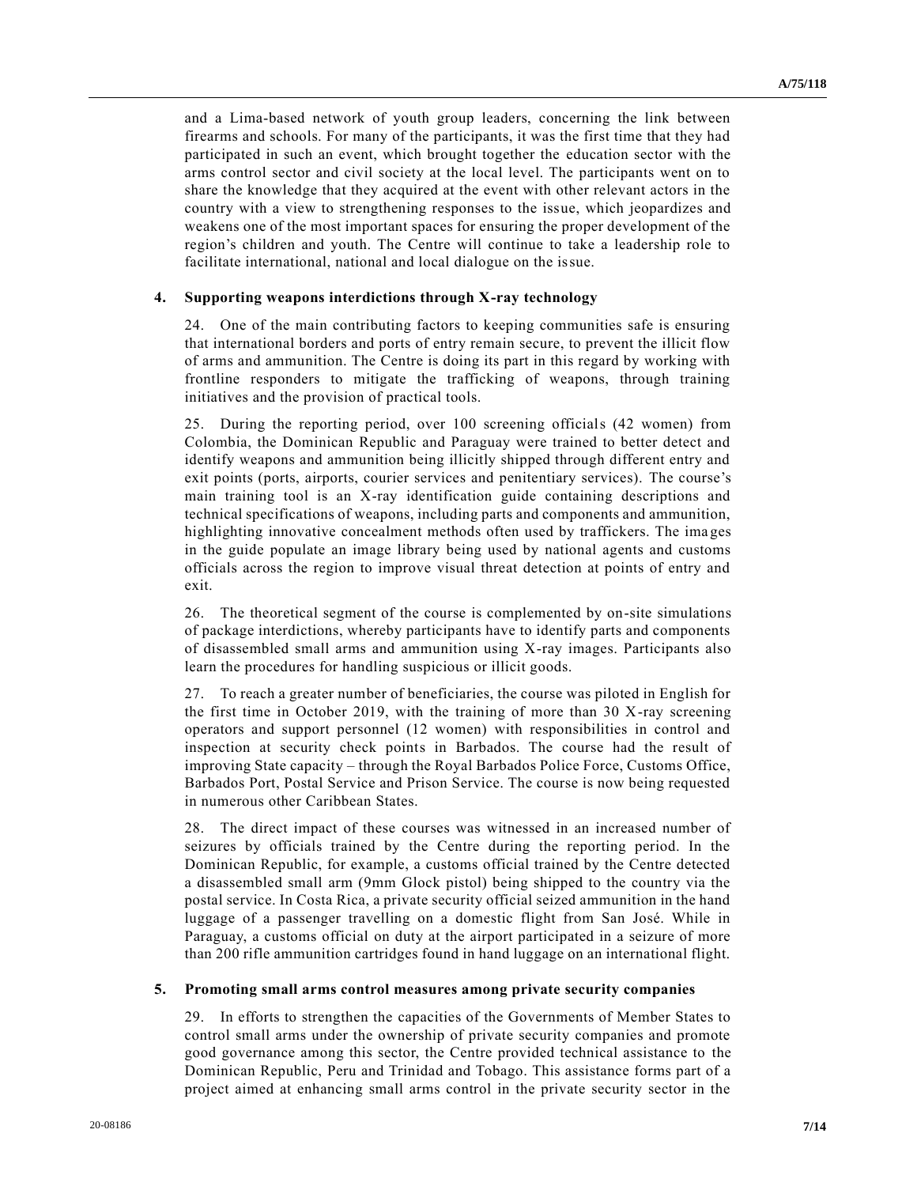and a Lima-based network of youth group leaders, concerning the link between firearms and schools. For many of the participants, it was the first time that they had participated in such an event, which brought together the education sector with the arms control sector and civil society at the local level. The participants went on to share the knowledge that they acquired at the event with other relevant actors in the country with a view to strengthening responses to the issue, which jeopardizes and weakens one of the most important spaces for ensuring the proper development of the region's children and youth. The Centre will continue to take a leadership role to facilitate international, national and local dialogue on the issue.

### 4. Supporting weapons interdictions through X-ray technology

24. One of the main contributing factors to keeping communities safe is ensuring that international borders and ports of entry remain secure, to prevent the illicit flow of arms and ammunition. The Centre is doing its part in this regard by working with frontline responders to mitigate the trafficking of weapons, through training initiatives and the provision of practical tools.

25. During the reporting period, over 100 screening officials (42 women) from Colombia, the Dominican Republic and Paraguay were trained to better detect and identify weapons and ammunition being illicitly shipped through different entry and exit points (ports, airports, courier services and penitentiary services). The course's main training tool is an X-ray identification guide containing descriptions and technical specifications of weapons, including parts and components and ammunition, highlighting innovative concealment methods often used by traffickers. The images in the guide populate an image library being used by national agents and customs officials across the region to improve visual threat detection at points of entry and exit.

26. The theoretical segment of the course is complemented by on-site simulations of package interdictions, whereby participants have to identify parts and components of disassembled small arms and ammunition using X-ray images. Participants also learn the procedures for handling suspicious or illicit goods.

27. To reach a greater number of beneficiaries, the course was piloted in English for the first time in October 2019, with the training of more than 30 X-ray screening operators and support personnel (12 women) with responsibilities in control and inspection at security check points in Barbados. The course had the result of improving State capacity – through the Royal Barbados Police Force, Customs Office, Barbados Port, Postal Service and Prison Service. The course is now being requested in numerous other Caribbean States.

28. The direct impact of these courses was witnessed in an increased number of seizures by officials trained by the Centre during the reporting period. In the Dominican Republic, for example, a customs official trained by the Centre detected a disassembled small arm (9mm Glock pistol) being shipped to the country via the postal service. In Costa Rica, a private security official seized ammunition in the hand luggage of a passenger travelling on a domestic flight from San José. While in Paraguay, a customs official on duty at the airport participated in a seizure of more than 200 rifle ammunition cartridges found in hand luggage on an international flight.

### 5. Promoting small arms control measures among private security companies

29. In efforts to strengthen the capacities of the Governments of Member States to control small arms under the ownership of private security companies and promote good governance among this sector, the Centre provided technical assistance to the Dominican Republic, Peru and Trinidad and Tobago. This assistance forms part of a project aimed at enhancing small arms control in the private security sector in the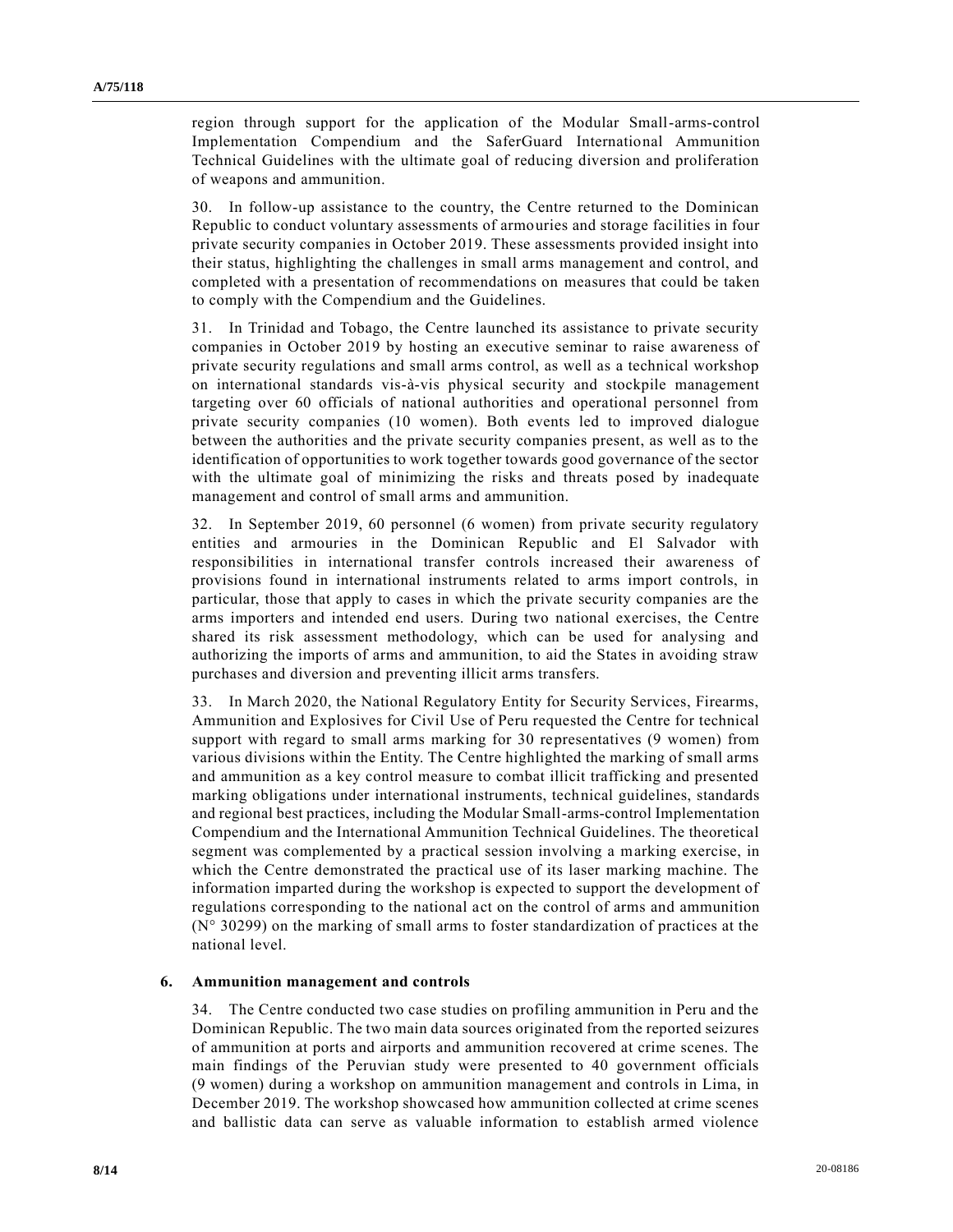region through support for the application of the Modular Small-arms-control Implementation Compendium and the SaferGuard International Ammunition Technical Guidelines with the ultimate goal of reducing diversion and proliferation of weapons and ammunition.

30. In follow-up assistance to the country, the Centre returned to the Dominican Republic to conduct voluntary assessments of armouries and storage facilities in four private security companies in October 2019. These assessments provided insight into their status, highlighting the challenges in small arms management and control, and completed with a presentation of recommendations on measures that could be taken to comply with the Compendium and the Guidelines.

31. In Trinidad and Tobago, the Centre launched its assistance to private security companies in October 2019 by hosting an executive seminar to raise awareness of private security regulations and small arms control, as well as a technical workshop on international standards vis-à-vis physical security and stockpile management targeting over 60 officials of national authorities and operational personnel from private security companies (10 women). Both events led to improved dialogue between the authorities and the private security companies present, as well as to the identification of opportunities to work together towards good governance of the sector with the ultimate goal of minimizing the risks and threats posed by inadequate management and control of small arms and ammunition.

32. In September 2019, 60 personnel (6 women) from private security regulatory entities and armouries in the Dominican Republic and El Salvador with responsibilities in international transfer controls increased their awareness of provisions found in international instruments related to arms import controls, in particular, those that apply to cases in which the private security companies are the arms importers and intended end users. During two national exercises, the Centre shared its risk assessment methodology, which can be used for analysing and authorizing the imports of arms and ammunition, to aid the States in avoiding straw purchases and diversion and preventing illicit arms transfers.

33. In March 2020, the National Regulatory Entity for Security Services, Firearms, Ammunition and Explosives for Civil Use of Peru requested the Centre for technical support with regard to small arms marking for 30 representatives (9 women) from various divisions within the Entity. The Centre highlighted the marking of small arms and ammunition as a key control measure to combat illicit trafficking and presented marking obligations under international instruments, technical guidelines, standards and regional best practices, including the Modular Small-arms-control Implementation Compendium and the International Ammunition Technical Guidelines. The theoretical segment was complemented by a practical session involving a marking exercise, in which the Centre demonstrated the practical use of its laser marking machine. The information imparted during the workshop is expected to support the development of regulations corresponding to the national act on the control of arms and ammunition (N° 30299) on the marking of small arms to foster standardization of practices at the national level.

### 6. Ammunition management and controls

34. The Centre conducted two case studies on profiling ammunition in Peru and the Dominican Republic. The two main data sources originated from the reported seizures of ammunition at ports and airports and ammunition recovered at crime scenes. The main findings of the Peruvian study were presented to 40 government officials (9 women) during a workshop on ammunition management and controls in Lima, in December 2019. The workshop showcased how ammunition collected at crime scenes and ballistic data can serve as valuable information to establish armed violence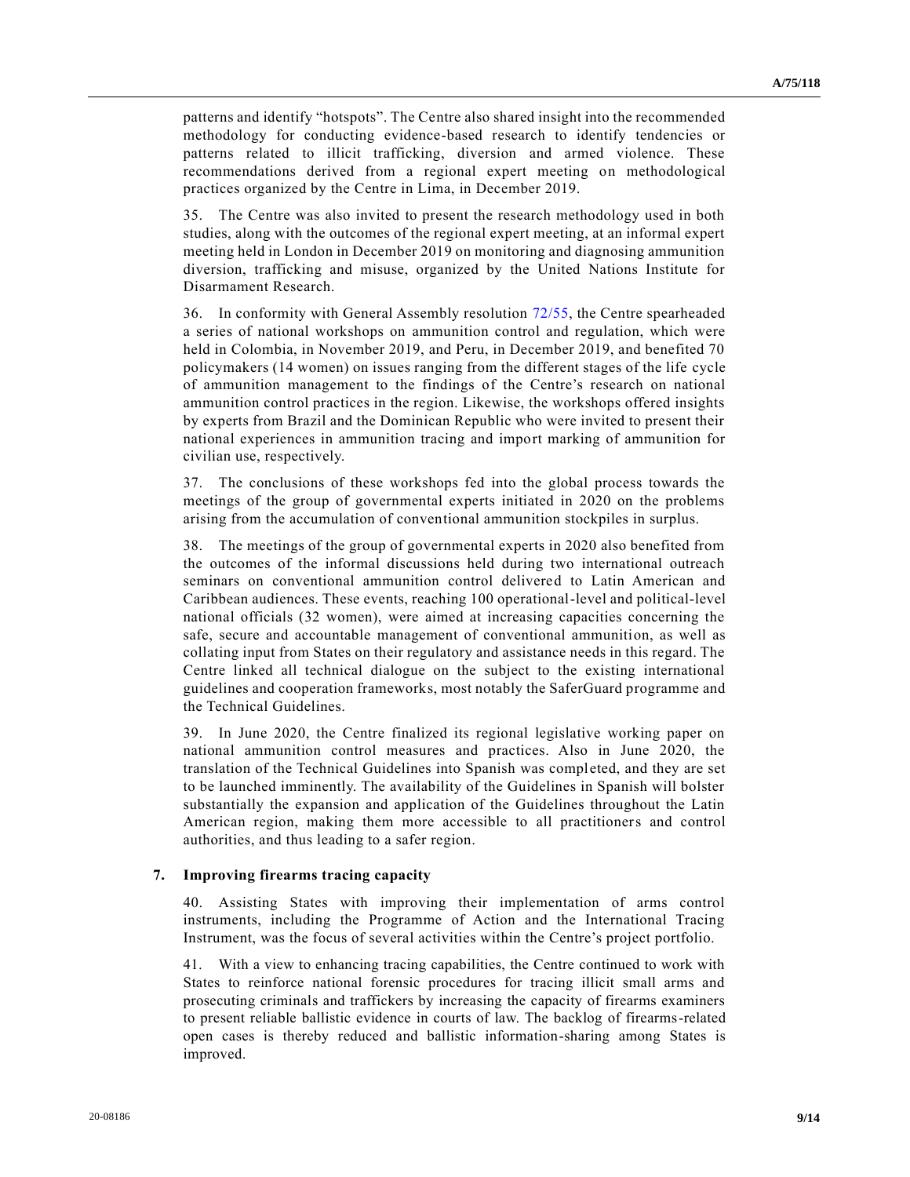patterns and identify "hotspots". The Centre also shared insight into the recommended methodology for conducting evidence-based research to identify tendencies or patterns related to illicit trafficking, diversion and armed violence. These recommendations derived from a regional expert meeting on methodological practices organized by the Centre in Lima, in December 2019.

35. The Centre was also invited to present the research methodology used in both studies, along with the outcomes of the regional expert meeting, at an informal expert meeting held in London in December 2019 on monitoring and diagnosing ammunition diversion, trafficking and misuse, organized by the United Nations Institute for Disarmament Research.

36. In conformity with General Assembly resolution 72/55, the Centre spearheaded a series of national workshops on ammunition control and regulation, which were held in Colombia, in November 2019, and Peru, in December 2019, and benefited 70 policymakers (14 women) on issues ranging from the different stages of the life cycle of ammunition management to the findings of the Centre's research on national ammunition control practices in the region. Likewise, the workshops offered insights by experts from Brazil and the Dominican Republic who were invited to present their national experiences in ammunition tracing and import marking of ammunition for civilian use, respectively.

37. The conclusions of these workshops fed into the global process towards the meetings of the group of governmental experts initiated in 2020 on the problems arising from the accumulation of conventional ammunition stockpiles in surplus.

38. The meetings of the group of governmental experts in 2020 also benefited from the outcomes of the informal discussions held during two international outreach seminars on conventional ammunition control delivered to Latin American and Caribbean audiences. These events, reaching 100 operational-level and political-level national officials (32 women), were aimed at increasing capacities concerning the safe, secure and accountable management of conventional ammunition, as well as collating input from States on their regulatory and assistance needs in this regard. The Centre linked all technical dialogue on the subject to the existing international guidelines and cooperation frameworks, most notably the SaferGuard programme and the Technical Guidelines.

39. In June 2020, the Centre finalized its regional legislative working paper on national ammunition control measures and practices. Also in June 2020, the translation of the Technical Guidelines into Spanish was completed, and they are set to be launched imminently. The availability of the Guidelines in Spanish will bolster substantially the expansion and application of the Guidelines throughout the Latin American region, making them more accessible to all practitioners and control authorities, and thus leading to a safer region.

### 7. Improving firearms tracing capacity

40. Assisting States with improving their implementation of arms control instruments, including the Programme of Action and the International Tracing Instrument, was the focus of several activities within the Centre's project portfolio.

41. With a view to enhancing tracing capabilities, the Centre continued to work with States to reinforce national forensic procedures for tracing illicit small arms and prosecuting criminals and traffickers by increasing the capacity of firearms examiners to present reliable ballistic evidence in courts of law. The backlog of firearms-related open cases is thereby reduced and ballistic information-sharing among States is improved.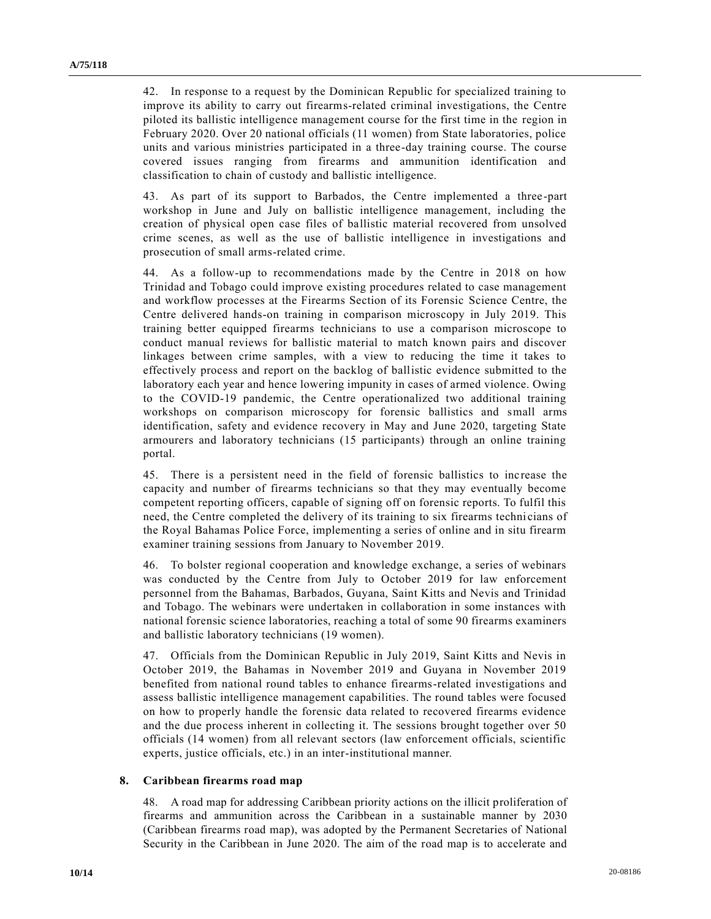42. In response to a request by the Dominican Republic for specialized training to improve its ability to carry out firearms-related criminal investigations, the Centre piloted its ballistic intelligence management course for the first time in the region in February 2020. Over 20 national officials (11 women) from State laboratories, police units and various ministries participated in a three-day training course. The course covered issues ranging from firearms and ammunition identification and classification to chain of custody and ballistic intelligence.

43. As part of its support to Barbados, the Centre implemented a three-part workshop in June and July on ballistic intelligence management, including the creation of physical open case files of ballistic material recovered from unsolved crime scenes, as well as the use of ballistic intelligence in investigations and prosecution of small arms-related crime.

44. As a follow-up to recommendations made by the Centre in 2018 on how Trinidad and Tobago could improve existing procedures related to case management and workflow processes at the Firearms Section of its Forensic Science Centre, the Centre delivered hands-on training in comparison microscopy in July 2019. This training better equipped firearms technicians to use a comparison microscope to conduct manual reviews for ballistic material to match known pairs and discover linkages between crime samples, with a view to reducing the time it takes to effectively process and report on the backlog of ballistic evidence submitted to the laboratory each year and hence lowering impunity in cases of armed violence. Owing to the COVID-19 pandemic, the Centre operationalized two additional training workshops on comparison microscopy for forensic ballistics and small arms identification, safety and evidence recovery in May and June 2020, targeting State armourers and laboratory technicians (15 participants) through an online training portal.

45. There is a persistent need in the field of forensic ballistics to increase the capacity and number of firearms technicians so that they may eventually become competent reporting officers, capable of signing off on forensic reports. To fulfil this need, the Centre completed the delivery of its training to six firearms technicians of the Royal Bahamas Police Force, implementing a series of online and in situ firearm examiner training sessions from January to November 2019.

46. To bolster regional cooperation and knowledge exchange, a series of webinars was conducted by the Centre from July to October 2019 for law enforcement personnel from the Bahamas, Barbados, Guyana, Saint Kitts and Nevis and Trinidad and Tobago. The webinars were undertaken in collaboration in some instances with national forensic science laboratories, reaching a total of some 90 firearms examiners and ballistic laboratory technicians (19 women).

47. Officials from the Dominican Republic in July 2019, Saint Kitts and Nevis in October 2019, the Bahamas in November 2019 and Guyana in November 2019 benefited from national round tables to enhance firearms-related investigations and assess ballistic intelligence management capabilities. The round tables were focused on how to properly handle the forensic data related to recovered firearms evidence and the due process inherent in collecting it. The sessions brought together over 50 officials (14 women) from all relevant sectors (law enforcement officials, scientific experts, justice officials, etc.) in an inter-institutional manner.

### 8. Caribbean firearms road map

48. A road map for addressing Caribbean priority actions on the illicit proliferation of firearms and ammunition across the Caribbean in a sustainable manner by 2030 (Caribbean firearms road map), was adopted by the Permanent Secretaries of National Security in the Caribbean in June 2020. The aim of the road map is to accelerate and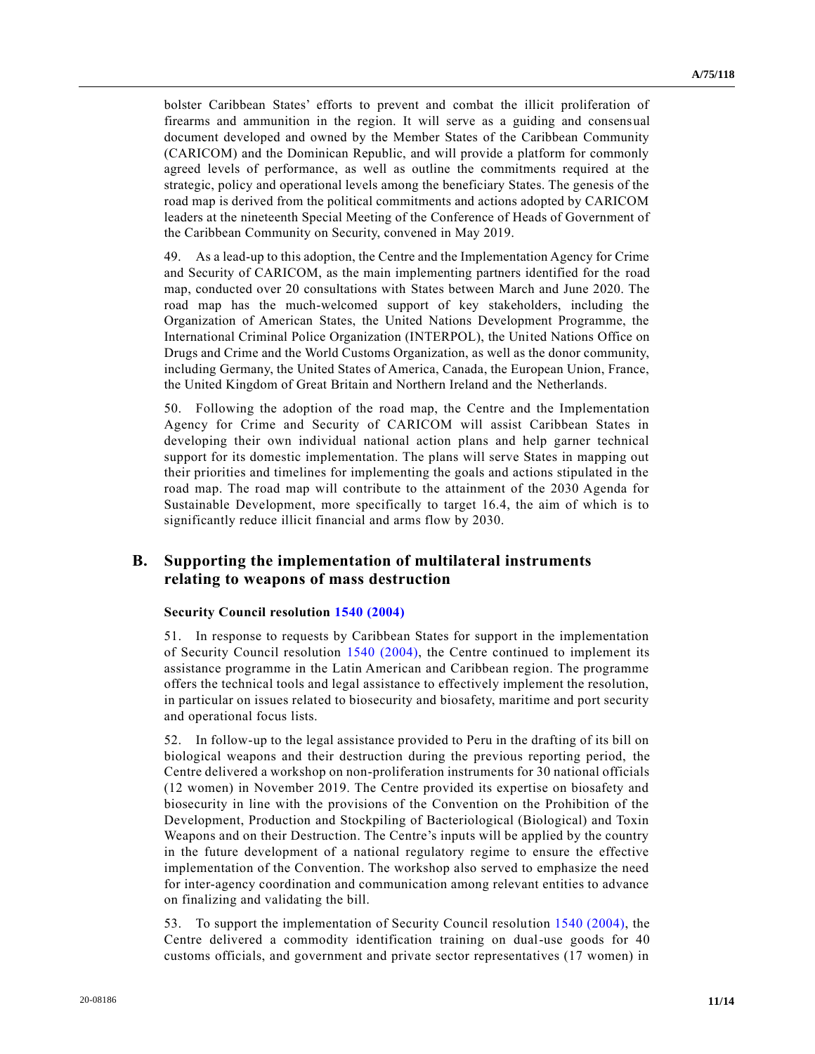bolster Caribbean States' efforts to prevent and combat the illicit proliferation of firearms and ammunition in the region. It will serve as a guiding and consensual document developed and owned by the Member States of the Caribbean Community (CARICOM) and the Dominican Republic, and will provide a platform for commonly agreed levels of performance, as well as outline the commitments required at the strategic, policy and operational levels among the beneficiary States. The genesis of the road map is derived from the political commitments and actions adopted by CARICOM leaders at the nineteenth Special Meeting of the Conference of Heads of Government of the Caribbean Community on Security, convened in May 2019.

49. As a lead-up to this adoption, the Centre and the Implementation Agency for Crime and Security of CARICOM, as the main implementing partners identified for the road map, conducted over 20 consultations with States between March and June 2020. The road map has the much-welcomed support of key stakeholders, including the Organization of American States, the United Nations Development Programme, the International Criminal Police Organization (INTERPOL), the United Nations Office on Drugs and Crime and the World Customs Organization, as well as the donor community, including Germany, the United States of America, Canada, the European Union, France, the United Kingdom of Great Britain and Northern Ireland and the Netherlands.

50. Following the adoption of the road map, the Centre and the Implementation Agency for Crime and Security of CARICOM will assist Caribbean States in developing their own individual national action plans and help garner technical support for its domestic implementation. The plans will serve States in mapping out their priorities and timelines for implementing the goals and actions stipulated in the road map. The road map will contribute to the attainment of the 2030 Agenda for Sustainable Development, more specifically to target 16.4, the aim of which is to significantly reduce illicit financial and arms flow by 2030.

## B. Supporting the implementation of multilateral instruments relating to weapons of mass destruction

### Security Council resolution 1540 (2004)

51. In response to requests by Caribbean States for support in the implementation of Security Council resolution 1540 (2004), the Centre continued to implement its assistance programme in the Latin American and Caribbean region. The programme offers the technical tools and legal assistance to effectively implement the resolution, in particular on issues related to biosecurity and biosafety, maritime and port security and operational focus lists.

52. In follow-up to the legal assistance provided to Peru in the drafting of its bill on biological weapons and their destruction during the previous reporting period, the Centre delivered a workshop on non-proliferation instruments for 30 national officials (12 women) in November 2019. The Centre provided its expertise on biosafety and biosecurity in line with the provisions of the Convention on the Prohibition of the Development, Production and Stockpiling of Bacteriological (Biological) and Toxin Weapons and on their Destruction. The Centre's inputs will be applied by the country in the future development of a national regulatory regime to ensure the effective implementation of the Convention. The workshop also served to emphasize the need for inter-agency coordination and communication among relevant entities to advance on finalizing and validating the bill.

53. To support the implementation of Security Council resolution 1540 (2004), the Centre delivered a commodity identification training on dual-use goods for 40 customs officials, and government and private sector representatives (17 women) in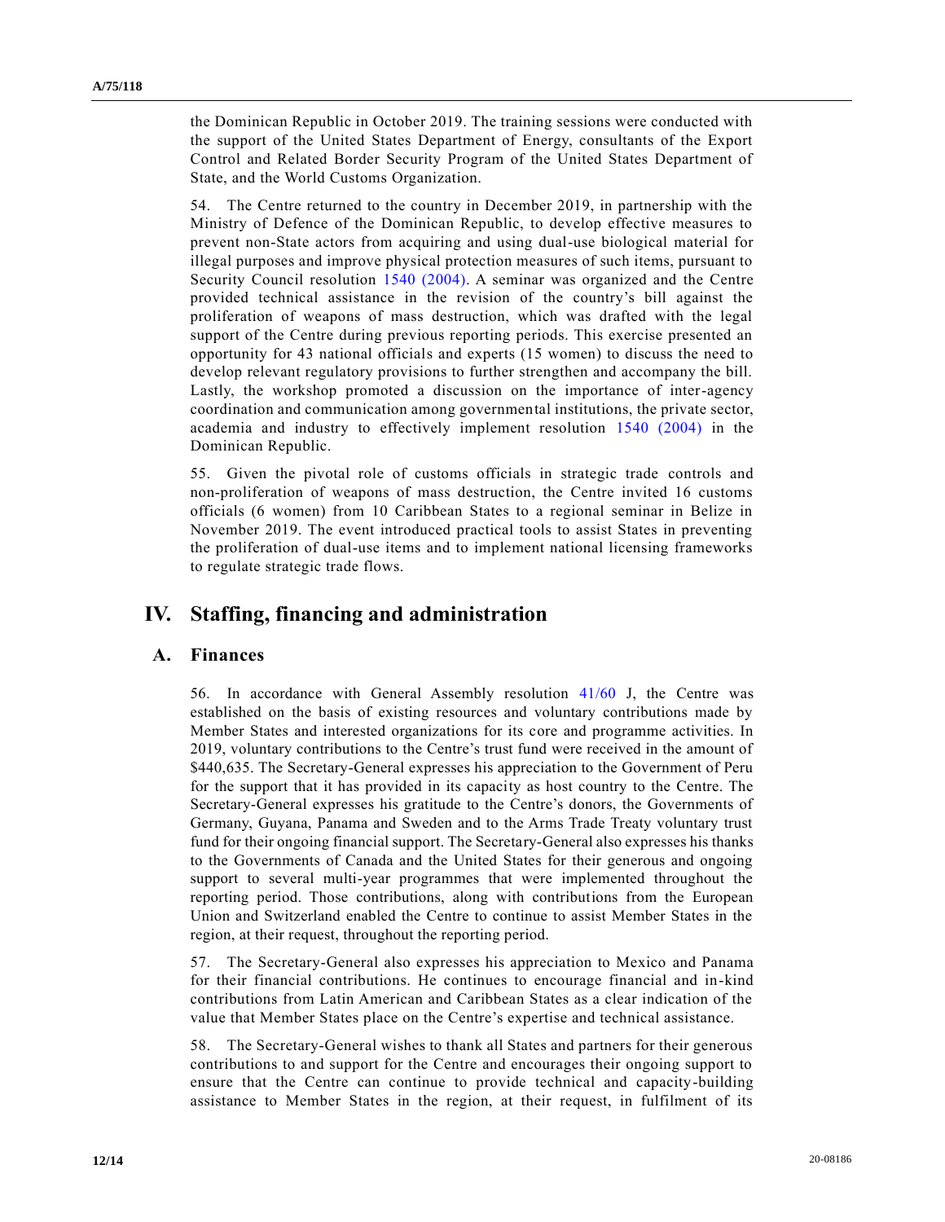the Dominican Republic in October 2019. The training sessions were conducted with the support of the United States Department of Energy, consultants of the Export Control and Related Border Security Program of the United States Department of State, and the World Customs Organization.

54. The Centre returned to the country in December 2019, in partnership with the Ministry of Defence of the Dominican Republic, to develop effective measures to prevent non-State actors from acquiring and using dual-use biological material for illegal purposes and improve physical protection measures of such items, pursuant to Security Council resolution 1540 (2004). A seminar was organized and the Centre provided technical assistance in the revision of the country's bill against the proliferation of weapons of mass destruction, which was drafted with the legal support of the Centre during previous reporting periods. This exercise presented an opportunity for 43 national officials and experts (15 women) to discuss the need to develop relevant regulatory provisions to further strengthen and accompany the bill. Lastly, the workshop promoted a discussion on the importance of inter-agency coordination and communication among governmental institutions, the private sector, academia and industry to effectively implement resolution 1540 (2004) in the Dominican Republic.

55. Given the pivotal role of customs officials in strategic trade controls and non-proliferation of weapons of mass destruction, the Centre invited 16 customs officials (6 women) from 10 Caribbean States to a regional seminar in Belize in November 2019. The event introduced practical tools to assist States in preventing the proliferation of dual-use items and to implement national licensing frameworks to regulate strategic trade flows.

# IV. Staffing, financing and administration

## A. Finances

56. In accordance with General Assembly resolution 41/60 J, the Centre was established on the basis of existing resources and voluntary contributions made by Member States and interested organizations for its core and programme activities. In 2019, voluntary contributions to the Centre's trust fund were received in the amount of $440,635. The Secretary-General expresses his appreciation to the Government of Peru for the support that it has provided in its capacity as host country to the Centre. The Secretary-General expresses his gratitude to the Centre's donors, the Governments of Germany, Guyana, Panama and Sweden and to the Arms Trade Treaty voluntary trust fund for their ongoing financial support. The Secretary-General also expresses his thanks to the Governments of Canada and the United States for their generous and ongoing support to several multi-year programmes that were implemented throughout the reporting period. Those contributions, along with contributions from the European Union and Switzerland enabled the Centre to continue to assist Member States in the region, at their request, throughout the reporting period.

57. The Secretary-General also expresses his appreciation to Mexico and Panama for their financial contributions. He continues to encourage financial and in-kind contributions from Latin American and Caribbean States as a clear indication of the value that Member States place on the Centre's expertise and technical assistance.

58. The Secretary-General wishes to thank all States and partners for their generous contributions to and support for the Centre and encourages their ongoing support to ensure that the Centre can continue to provide technical and capacity-building assistance to Member States in the region, at their request, in fulfilment of its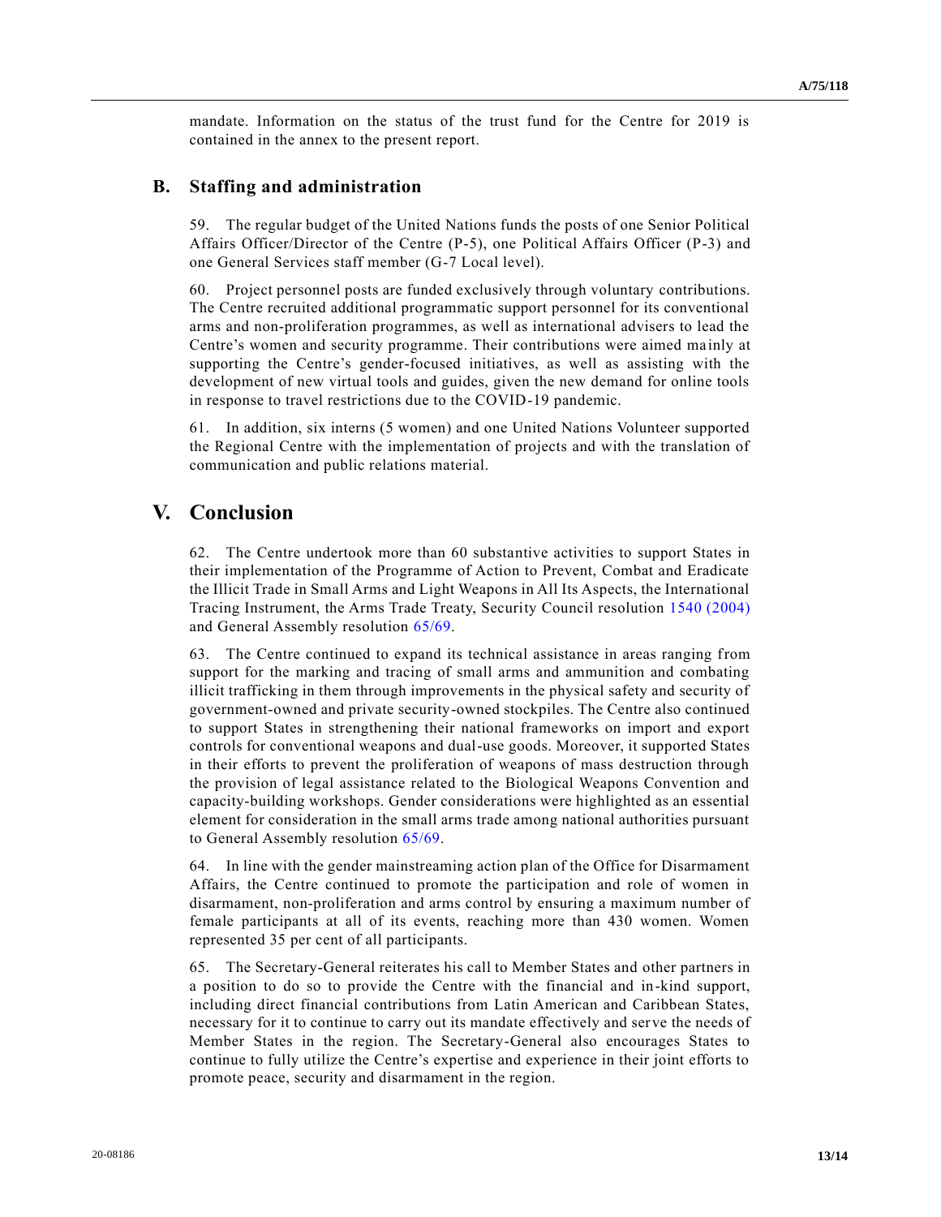mandate. Information on the status of the trust fund for the Centre for 2019 is contained in the annex to the present report.

## B. Staffing and administration

59. The regular budget of the United Nations funds the posts of one Senior Political Affairs Officer/Director of the Centre (P-5), one Political Affairs Officer (P-3) and one General Services staff member (G-7 Local level).

60. Project personnel posts are funded exclusively through voluntary contributions. The Centre recruited additional programmatic support personnel for its conventional arms and non-proliferation programmes, as well as international advisers to lead the Centre's women and security programme. Their contributions were aimed mainly at supporting the Centre's gender-focused initiatives, as well as assisting with the development of new virtual tools and guides, given the new demand for online tools in response to travel restrictions due to the COVID-19 pandemic.

61. In addition, six interns (5 women) and one United Nations Volunteer supported the Regional Centre with the implementation of projects and with the translation of communication and public relations material.

# V. Conclusion

62. The Centre undertook more than 60 substantive activities to support States in their implementation of the Programme of Action to Prevent, Combat and Eradicate the Illicit Trade in Small Arms and Light Weapons in All Its Aspects, the International Tracing Instrument, the Arms Trade Treaty, Security Council resolution 1540 (2004) and General Assembly resolution 65/69.

63. The Centre continued to expand its technical assistance in areas ranging from support for the marking and tracing of small arms and ammunition and combating illicit trafficking in them through improvements in the physical safety and security of government-owned and private security-owned stockpiles. The Centre also continued to support States in strengthening their national frameworks on import and export controls for conventional weapons and dual-use goods. Moreover, it supported States in their efforts to prevent the proliferation of weapons of mass destruction through the provision of legal assistance related to the Biological Weapons Convention and capacity-building workshops. Gender considerations were highlighted as an essential element for consideration in the small arms trade among national authorities pursuant to General Assembly resolution 65/69.

64. In line with the gender mainstreaming action plan of the Office for Disarmament Affairs, the Centre continued to promote the participation and role of women in disarmament, non-proliferation and arms control by ensuring a maximum number of female participants at all of its events, reaching more than 430 women. Women represented 35 per cent of all participants.

65. The Secretary-General reiterates his call to Member States and other partners in a position to do so to provide the Centre with the financial and in-kind support, including direct financial contributions from Latin American and Caribbean States, necessary for it to continue to carry out its mandate effectively and serve the needs of Member States in the region. The Secretary-General also encourages States to continue to fully utilize the Centre's expertise and experience in their joint efforts to promote peace, security and disarmament in the region.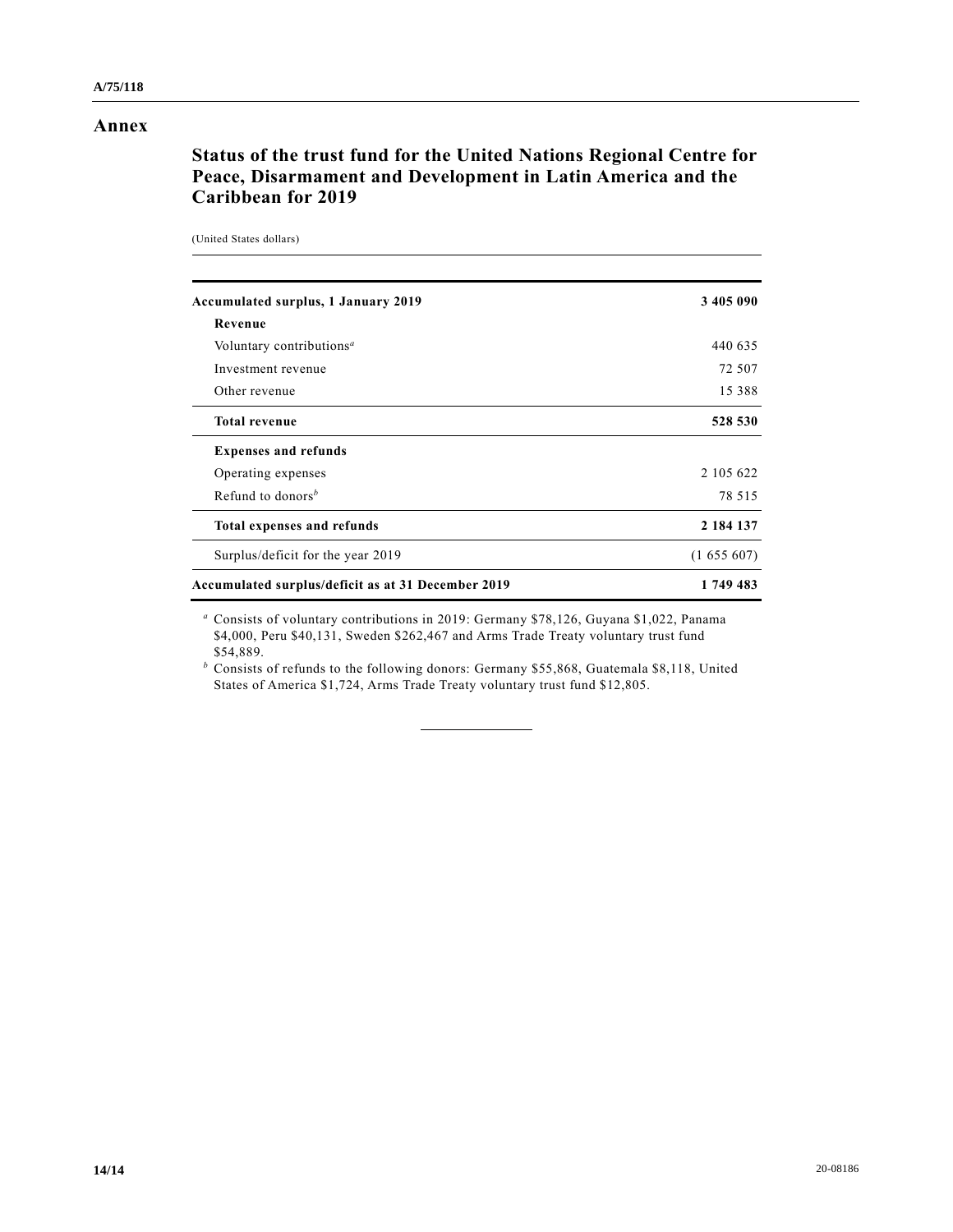# Annex

## Status of the trust fund for the United Nations Regional Centre for Peace, Disarmament and Development in Latin America and the Caribbean for 2019

(United States dollars)

| | |
|---|---|
| **Accumulated surplus, 1 January 2019** | **3 405 090** |
| **Revenue** | |
| Voluntary contributions[a] | 440 635 |
| Investment revenue | 72 507 |
| Other revenue | 15 388 |
| **Total revenue** | **528 530** |
| **Expenses and refunds** | |
| Operating expenses | 2 105 622 |
| Refund to donors[b] | 78 515 |
| **Total expenses and refunds** | **2 184 137** |
| Surplus/deficit for the year 2019 | (1 655 607) |
| **Accumulated surplus/deficit as at 31 December 2019** | **1 749 483** |

[a] Consists of voluntary contributions in 2019: Germany $78,126, Guyana $1,022, Panama $4,000, Peru $40,131, Sweden $262,467 and Arms Trade Treaty voluntary trust fund $54,889.

[b] Consists of refunds to the following donors: Germany $55,868, Guatemala $8,118, United States of America $1,724, Arms Trade Treaty voluntary trust fund $12,805.